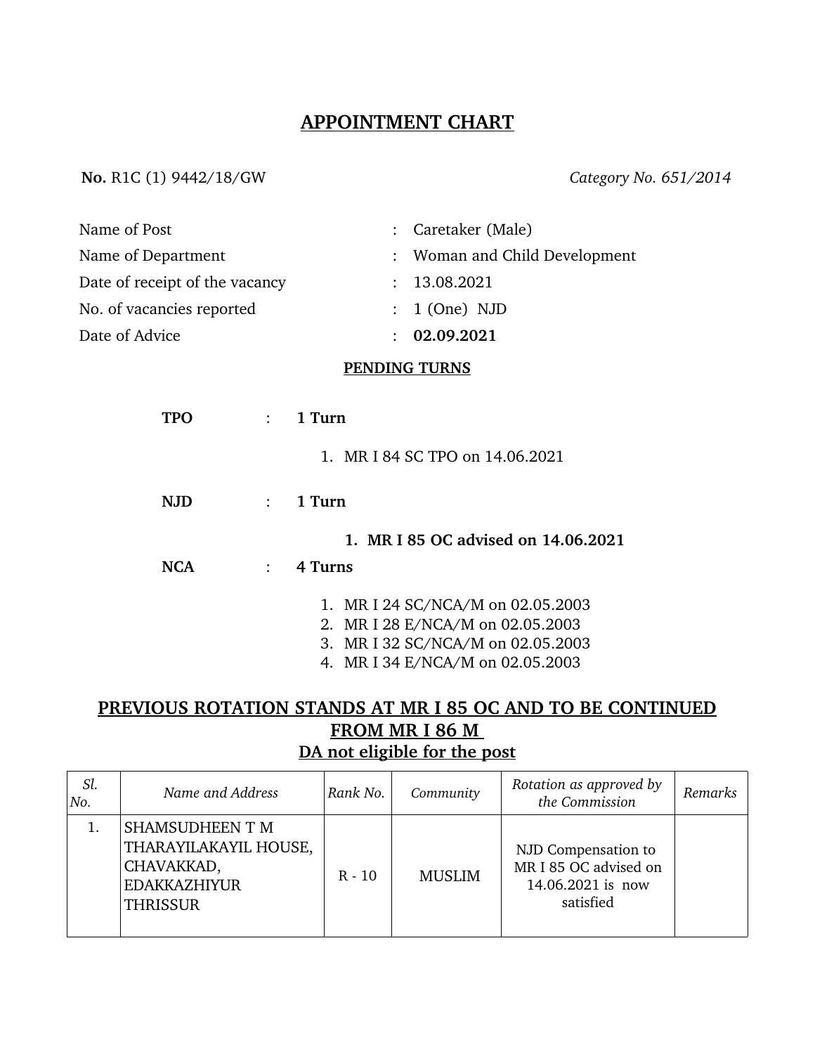# APPOINTMENT CHART

**No.** R1C (1) 9442/18/GW *Category No. 651/2014*

| | | |
|---|---|---|
| Name of Post | : | Caretaker (Male) |
| Name of Department | : | Woman and Child Development |
| Date of receipt of the vacancy | : | 13.08.2021 |
| No. of vacancies reported | : | 1 (One) NJD |
| Date of Advice | : | **02.09.2021** |

**PENDING TURNS**

**TPO** : **1 Turn**

1. MR I 84 SC TPO on 14.06.2021

**NJD** : **1 Turn**

1. **MR I 85 OC advised on 14.06.2021**

**NCA** : **4 Turns**

1. MR I 24 SC/NCA/M on 02.05.2003
2. MR I 28 E/NCA/M on 02.05.2003
3. MR I 32 SC/NCA/M on 02.05.2003
4. MR I 34 E/NCA/M on 02.05.2003

**PREVIOUS ROTATION STANDS AT MR I 85 OC AND TO BE CONTINUED FROM MR I 86 M**

**DA not eligible for the post**

| *Sl. No.* | *Name and Address* | *Rank No.* | *Community* | *Rotation as approved by the Commission* | *Remarks* |
|---|---|---|---|---|---|
| 1. | SHAMSUDHEEN T M<br>THARAYILAKAYIL HOUSE,<br>CHAVAKKAD,<br>EDAKKAZHIYUR<br>THRISSUR | R - 10 | MUSLIM | NJD Compensation to MR I 85 OC advised on 14.06.2021 is now satisfied | |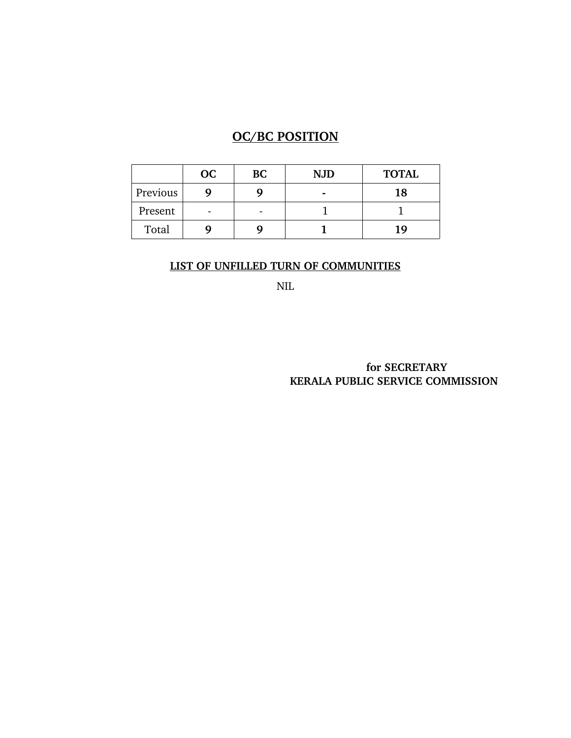## OC/BC POSITION

| | OC | BC | NJD | TOTAL |
|---|---|---|---|---|
| Previous | **9** | **9** | **-** | **18** |
| Present | - | - | 1 | 1 |
| Total | **9** | **9** | **1** | **19** |

### LIST OF UNFILLED TURN OF COMMUNITIES

NIL

**for SECRETARY**
**KERALA PUBLIC SERVICE COMMISSION**